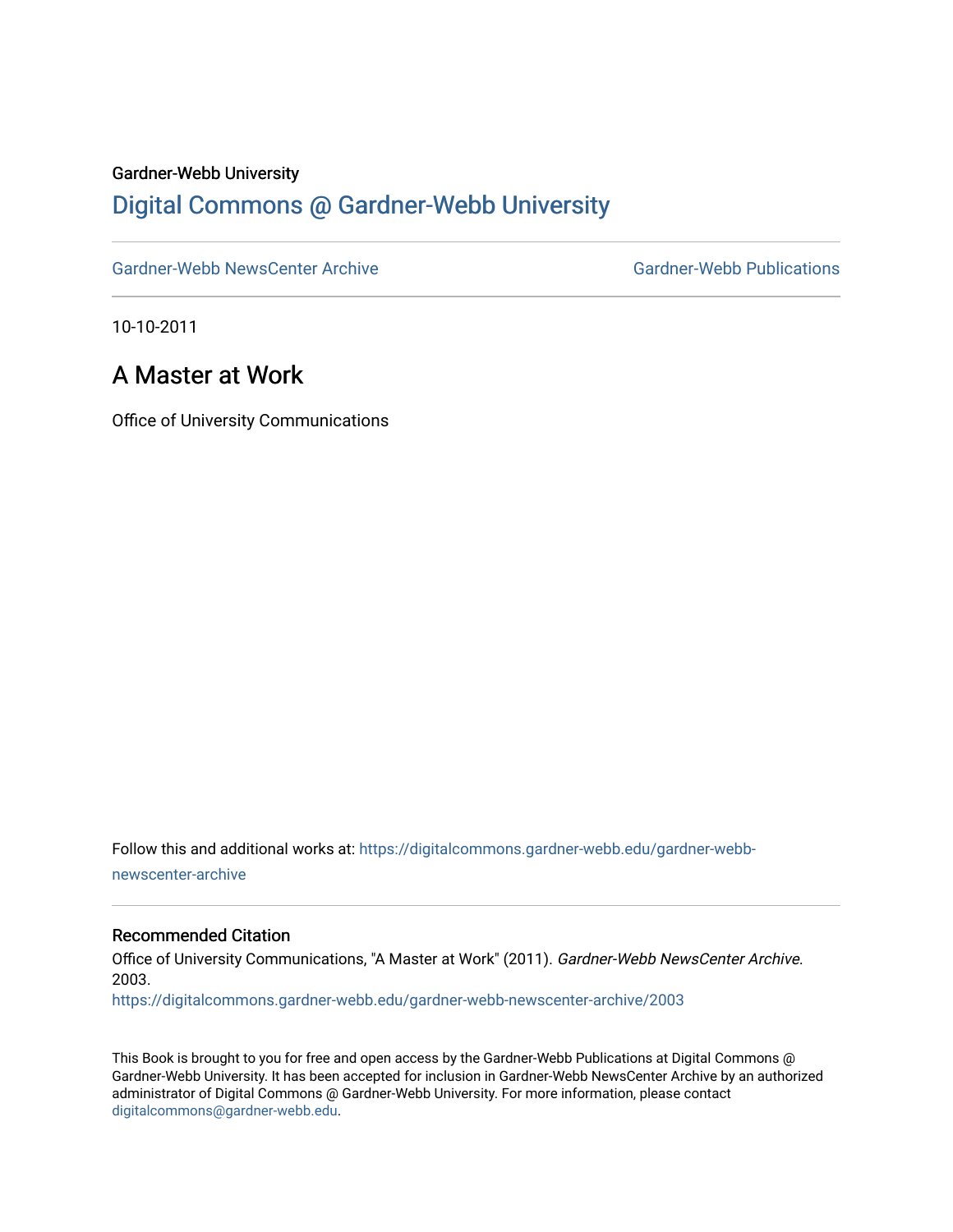Gardner-Webb University

# Digital Commons @ Gardner-Webb University

Gardner-Webb NewsCenter Archive

Gardner-Webb Publications

10-10-2011

## A Master at Work

Office of University Communications

Follow this and additional works at: https://digitalcommons.gardner-webb.edu/gardner-webb-newscenter-archive

### Recommended Citation

Office of University Communications, "A Master at Work" (2011). *Gardner-Webb NewsCenter Archive*. 2003.
https://digitalcommons.gardner-webb.edu/gardner-webb-newscenter-archive/2003

This Book is brought to you for free and open access by the Gardner-Webb Publications at Digital Commons @ Gardner-Webb University. It has been accepted for inclusion in Gardner-Webb NewsCenter Archive by an authorized administrator of Digital Commons @ Gardner-Webb University. For more information, please contact digitalcommons@gardner-webb.edu.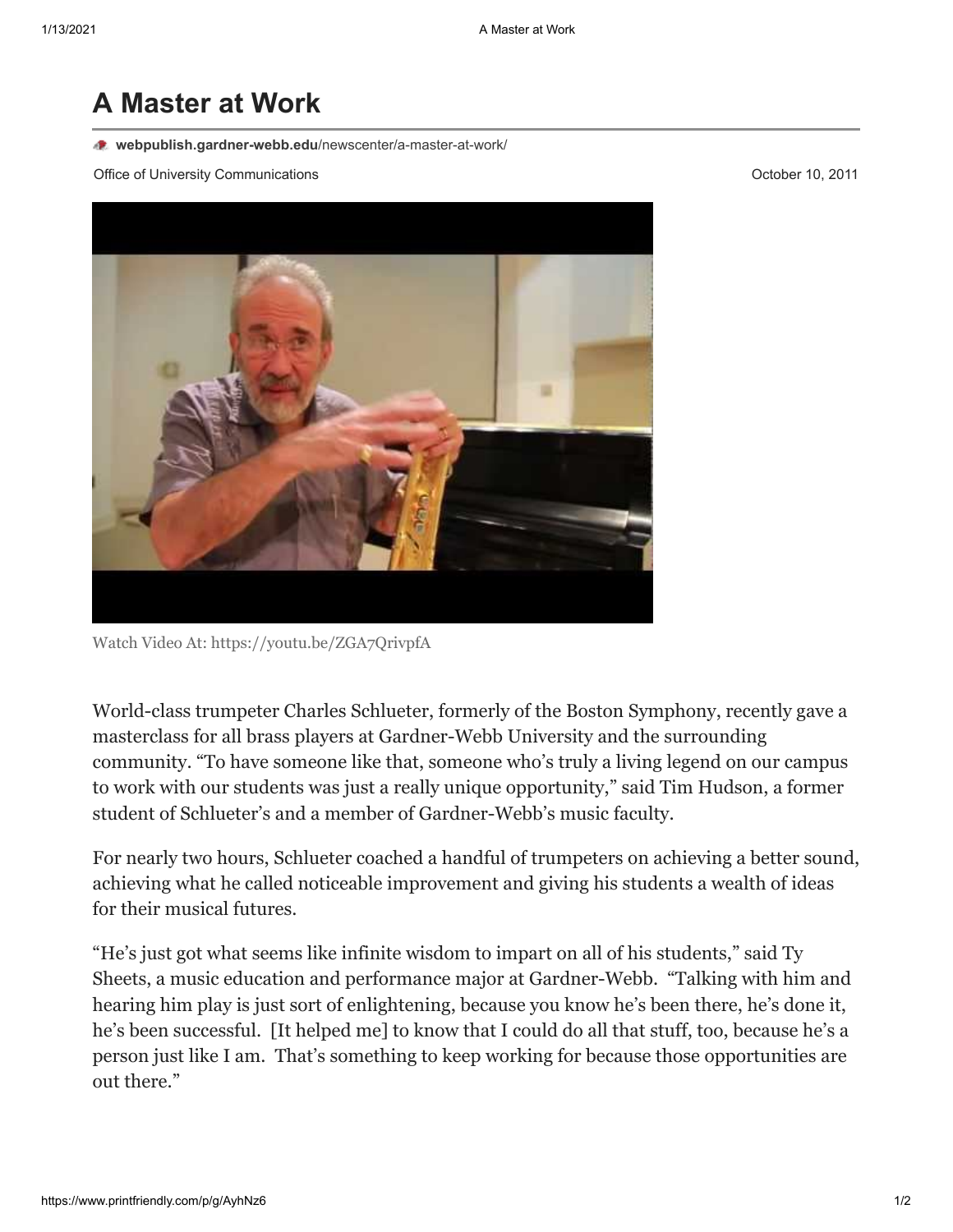# A Master at Work

**webpublish.gardner-webb.edu**/newscenter/a-master-at-work/

Office of University Communications

October 10, 2011

Watch Video At: https://youtu.be/ZGA7QrivpfA

World-class trumpeter Charles Schlueter, formerly of the Boston Symphony, recently gave a masterclass for all brass players at Gardner-Webb University and the surrounding community. "To have someone like that, someone who's truly a living legend on our campus to work with our students was just a really unique opportunity," said Tim Hudson, a former student of Schlueter's and a member of Gardner-Webb's music faculty.

For nearly two hours, Schlueter coached a handful of trumpeters on achieving a better sound, achieving what he called noticeable improvement and giving his students a wealth of ideas for their musical futures.

"He's just got what seems like infinite wisdom to impart on all of his students," said Ty Sheets, a music education and performance major at Gardner-Webb. "Talking with him and hearing him play is just sort of enlightening, because you know he's been there, he's done it, he's been successful. [It helped me] to know that I could do all that stuff, too, because he's a person just like I am. That's something to keep working for because those opportunities are out there."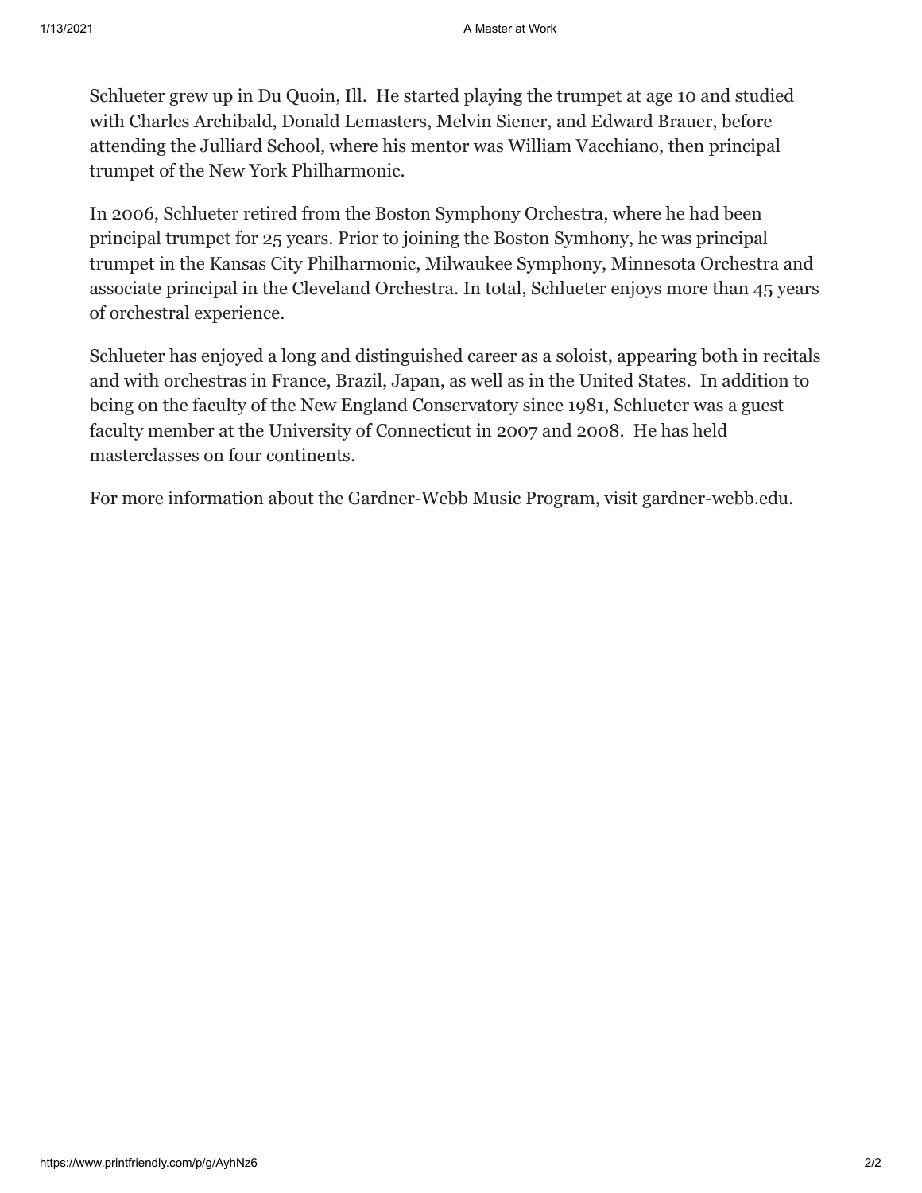Schlueter grew up in Du Quoin, Ill. He started playing the trumpet at age 10 and studied with Charles Archibald, Donald Lemasters, Melvin Siener, and Edward Brauer, before attending the Julliard School, where his mentor was William Vacchiano, then principal trumpet of the New York Philharmonic.

In 2006, Schlueter retired from the Boston Symphony Orchestra, where he had been principal trumpet for 25 years. Prior to joining the Boston Symhony, he was principal trumpet in the Kansas City Philharmonic, Milwaukee Symphony, Minnesota Orchestra and associate principal in the Cleveland Orchestra. In total, Schlueter enjoys more than 45 years of orchestral experience.

Schlueter has enjoyed a long and distinguished career as a soloist, appearing both in recitals and with orchestras in France, Brazil, Japan, as well as in the United States. In addition to being on the faculty of the New England Conservatory since 1981, Schlueter was a guest faculty member at the University of Connecticut in 2007 and 2008. He has held masterclasses on four continents.

For more information about the Gardner-Webb Music Program, visit gardner-webb.edu.